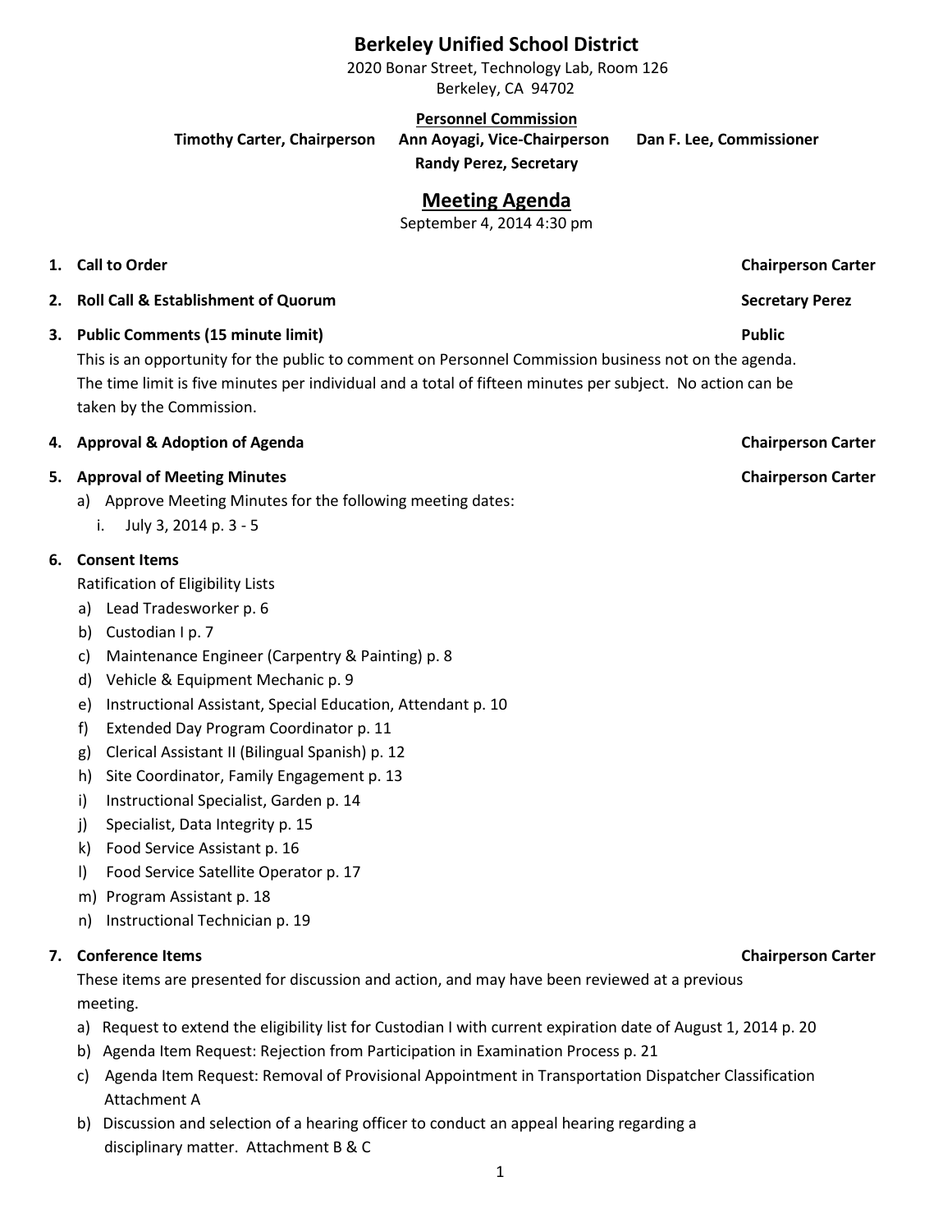# Berkeley Unified School District

2020 Bonar Street, Technology Lab, Room 126
Berkeley, CA 94702

**Personnel Commission**

**Timothy Carter, Chairperson** **Ann Aoyagi, Vice-Chairperson** **Dan F. Lee, Commissioner**
**Randy Perez, Secretary**

## Meeting Agenda

September 4, 2014 4:30 pm

1. **Call to Order** — **Chairperson Carter**
2. **Roll Call & Establishment of Quorum** — **Secretary Perez**
3. **Public Comments (15 minute limit)** — **Public**

   This is an opportunity for the public to comment on Personnel Commission business not on the agenda. The time limit is five minutes per individual and a total of fifteen minutes per subject. No action can be taken by the Commission.

4. **Approval & Adoption of Agenda** — **Chairperson Carter**
5. **Approval of Meeting Minutes** — **Chairperson Carter**
   a) Approve Meeting Minutes for the following meeting dates:
      i. July 3, 2014 p. 3 - 5
6. **Consent Items**

   Ratification of Eligibility Lists
   a) Lead Tradesworker p. 6
   b) Custodian I p. 7
   c) Maintenance Engineer (Carpentry & Painting) p. 8
   d) Vehicle & Equipment Mechanic p. 9
   e) Instructional Assistant, Special Education, Attendant p. 10
   f) Extended Day Program Coordinator p. 11
   g) Clerical Assistant II (Bilingual Spanish) p. 12
   h) Site Coordinator, Family Engagement p. 13
   i) Instructional Specialist, Garden p. 14
   j) Specialist, Data Integrity p. 15
   k) Food Service Assistant p. 16
   l) Food Service Satellite Operator p. 17
   m) Program Assistant p. 18
   n) Instructional Technician p. 19
7. **Conference Items** — **Chairperson Carter**

   These items are presented for discussion and action, and may have been reviewed at a previous meeting.
   a) Request to extend the eligibility list for Custodian I with current expiration date of August 1, 2014 p. 20
   b) Agenda Item Request: Rejection from Participation in Examination Process p. 21
   c) Agenda Item Request: Removal of Provisional Appointment in Transportation Dispatcher Classification Attachment A
   b) Discussion and selection of a hearing officer to conduct an appeal hearing regarding a disciplinary matter. Attachment B & C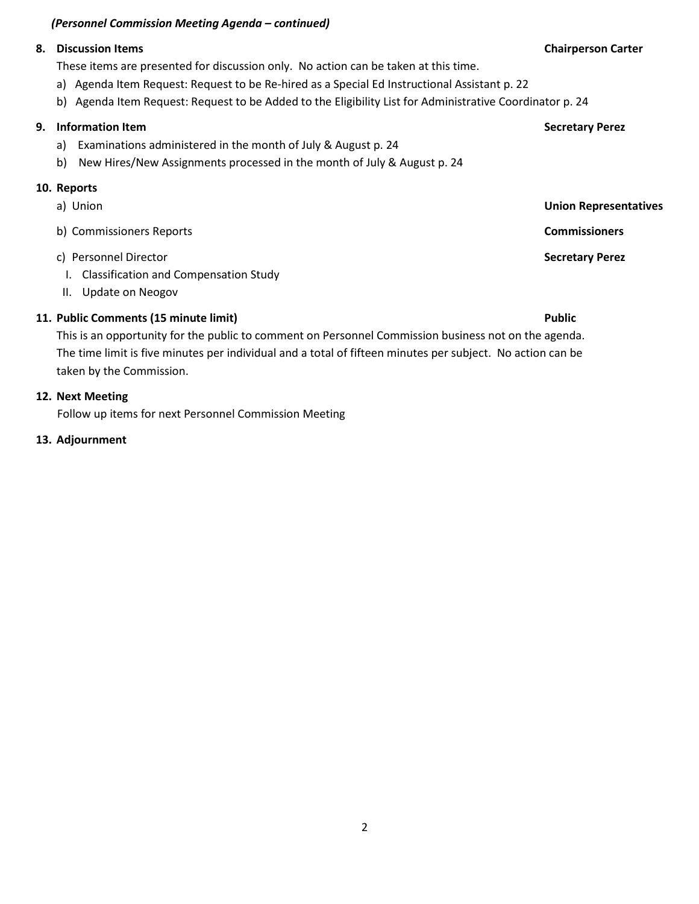*(Personnel Commission Meeting Agenda – continued)*

**8. Discussion Items** **Chairperson Carter**

These items are presented for discussion only. No action can be taken at this time.

a) Agenda Item Request: Request to be Re-hired as a Special Ed Instructional Assistant p. 22

b) Agenda Item Request: Request to be Added to the Eligibility List for Administrative Coordinator p. 24

**9. Information Item** **Secretary Perez**

a) Examinations administered in the month of July & August p. 24

b) New Hires/New Assignments processed in the month of July & August p. 24

**10. Reports**

a) Union **Union Representatives**

b) Commissioners Reports **Commissioners**

c) Personnel Director **Secretary Perez**

I. Classification and Compensation Study

II. Update on Neogov

**11. Public Comments (15 minute limit)** **Public**

This is an opportunity for the public to comment on Personnel Commission business not on the agenda. The time limit is five minutes per individual and a total of fifteen minutes per subject. No action can be taken by the Commission.

**12. Next Meeting**

Follow up items for next Personnel Commission Meeting

**13. Adjournment**